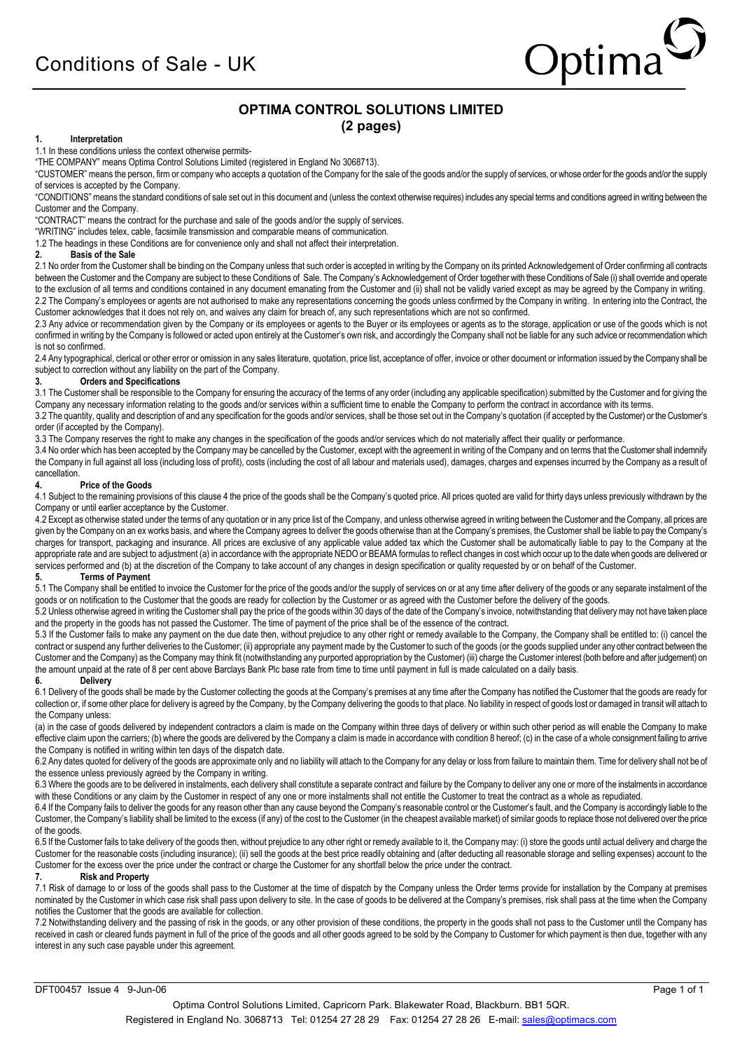# Conditions of Sale - UK

## OPTIMA CONTROL SOLUTIONS LIMITED
**(2 pages)**

### 1. Interpretation

1.1 In these conditions unless the context otherwise permits-

"THE COMPANY" means Optima Control Solutions Limited (registered in England No 3068713).

"CUSTOMER" means the person, firm or company who accepts a quotation of the Company for the sale of the goods and/or the supply of services, or whose order for the goods and/or the supply of services is accepted by the Company.

"CONDITIONS" means the standard conditions of sale set out in this document and (unless the context otherwise requires) includes any special terms and conditions agreed in writing between the Customer and the Company.

"CONTRACT" means the contract for the purchase and sale of the goods and/or the supply of services.

"WRITING" includes telex, cable, facsimile transmission and comparable means of communication.

1.2 The headings in these Conditions are for convenience only and shall not affect their interpretation.

### 2. Basis of the Sale

2.1 No order from the Customer shall be binding on the Company unless that such order is accepted in writing by the Company on its printed Acknowledgement of Order confirming all contracts between the Customer and the Company are subject to these Conditions of Sale. The Company's Acknowledgement of Order together with these Conditions of Sale (i) shall override and operate to the exclusion of all terms and conditions contained in any document emanating from the Customer and (ii) shall not be validly varied except as may be agreed by the Company in writing.

2.2 The Company's employees or agents are not authorised to make any representations concerning the goods unless confirmed by the Company in writing. In entering into the Contract, the Customer acknowledges that it does not rely on, and waives any claim for breach of, any such representations which are not so confirmed.

2.3 Any advice or recommendation given by the Company or its employees or agents to the Buyer or its employees or agents as to the storage, application or use of the goods which is not confirmed in writing by the Company is followed or acted upon entirely at the Customer's own risk, and accordingly the Company shall not be liable for any such advice or recommendation which is not so confirmed.

2.4 Any typographical, clerical or other error or omission in any sales literature, quotation, price list, acceptance of offer, invoice or other document or information issued by the Company shall be subject to correction without any liability on the part of the Company.

### 3. Orders and Specifications

3.1 The Customer shall be responsible to the Company for ensuring the accuracy of the terms of any order (including any applicable specification) submitted by the Customer and for giving the Company any necessary information relating to the goods and/or services within a sufficient time to enable the Company to perform the contract in accordance with its terms.

3.2 The quantity, quality and description of and any specification for the goods and/or services, shall be those set out in the Company's quotation (if accepted by the Customer) or the Customer's order (if accepted by the Company).

3.3 The Company reserves the right to make any changes in the specification of the goods and/or services which do not materially affect their quality or performance.

3.4 No order which has been accepted by the Company may be cancelled by the Customer, except with the agreement in writing of the Company and on terms that the Customer shall indemnify the Company in full against all loss (including loss of profit), costs (including the cost of all labour and materials used), damages, charges and expenses incurred by the Company as a result of cancellation.

### 4. Price of the Goods

4.1 Subject to the remaining provisions of this clause 4 the price of the goods shall be the Company's quoted price. All prices quoted are valid for thirty days unless previously withdrawn by the Company or until earlier acceptance by the Customer.

4.2 Except as otherwise stated under the terms of any quotation or in any price list of the Company, and unless otherwise agreed in writing between the Customer and the Company, all prices are given by the Company on an ex works basis, and where the Company agrees to deliver the goods otherwise than at the Company's premises, the Customer shall be liable to pay the Company's charges for transport, packaging and insurance. All prices are exclusive of any applicable value added tax which the Customer shall be automatically liable to pay to the Company at the appropriate rate and are subject to adjustment (a) in accordance with the appropriate NEDO or BEAMA formulas to reflect changes in cost which occur up to the date when goods are delivered or services performed and (b) at the discretion of the Company to take account of any changes in design specification or quality requested by or on behalf of the Customer.

### 5. Terms of Payment

5.1 The Company shall be entitled to invoice the Customer for the price of the goods and/or the supply of services on or at any time after delivery of the goods or any separate instalment of the goods or on notification to the Customer that the goods are ready for collection by the Customer or as agreed with the Customer before the delivery of the goods.

5.2 Unless otherwise agreed in writing the Customer shall pay the price of the goods within 30 days of the date of the Company's invoice, notwithstanding that delivery may not have taken place and the property in the goods has not passed the Customer. The time of payment of the price shall be of the essence of the contract.

5.3 If the Customer fails to make any payment on the due date then, without prejudice to any other right or remedy available to the Company, the Company shall be entitled to: (i) cancel the contract or suspend any further deliveries to the Customer; (ii) appropriate any payment made by the Customer to such of the goods (or the goods supplied under any other contract between the Customer and the Company) as the Company may think fit (notwithstanding any purported appropriation by the Customer) (iii) charge the Customer interest (both before and after judgement) on the amount unpaid at the rate of 8 per cent above Barclays Bank Plc base rate from time to time until payment in full is made calculated on a daily basis.

### 6. Delivery

6.1 Delivery of the goods shall be made by the Customer collecting the goods at the Company's premises at any time after the Company has notified the Customer that the goods are ready for collection or, if some other place for delivery is agreed by the Company, by the Company delivering the goods to that place. No liability in respect of goods lost or damaged in transit will attach to the Company unless:

(a) in the case of goods delivered by independent contractors a claim is made on the Company within three days of delivery or within such other period as will enable the Company to make effective claim upon the carriers; (b) where the goods are delivered by the Company a claim is made in accordance with condition 8 hereof; (c) in the case of a whole consignment failing to arrive the Company is notified in writing within ten days of the dispatch date.

6.2 Any dates quoted for delivery of the goods are approximate only and no liability will attach to the Company for any delay or loss from failure to maintain them. Time for delivery shall not be of the essence unless previously agreed by the Company in writing.

6.3 Where the goods are to be delivered in instalments, each delivery shall constitute a separate contract and failure by the Company to deliver any one or more of the instalments in accordance with these Conditions or any claim by the Customer in respect of any one or more instalments shall not entitle the Customer to treat the contract as a whole as repudiated.

6.4 If the Company fails to deliver the goods for any reason other than any cause beyond the Company's reasonable control or the Customer's fault, and the Company is accordingly liable to the Customer, the Company's liability shall be limited to the excess (if any) of the cost to the Customer (in the cheapest available market) of similar goods to replace those not delivered over the price of the goods.

6.5 If the Customer fails to take delivery of the goods then, without prejudice to any other right or remedy available to it, the Company may: (i) store the goods until actual delivery and charge the Customer for the reasonable costs (including insurance); (ii) sell the goods at the best price readily obtaining and (after deducting all reasonable storage and selling expenses) account to the Customer for the excess over the price under the contract or charge the Customer for any shortfall below the price under the contract.

### 7. Risk and Property

7.1 Risk of damage to or loss of the goods shall pass to the Customer at the time of dispatch by the Company unless the Order terms provide for installation by the Company at premises nominated by the Customer in which case risk shall pass upon delivery to site. In the case of goods to be delivered at the Company's premises, risk shall pass at the time when the Company notifies the Customer that the goods are available for collection.

7.2 Notwithstanding delivery and the passing of risk in the goods, or any other provision of these conditions, the property in the goods shall not pass to the Customer until the Company has received in cash or cleared funds payment in full of the price of the goods and all other goods agreed to be sold by the Company to Customer for which payment is then due, together with any interest in any such case payable under this agreement.

DFT00457 Issue 4 9-Jun-06

Optima Control Solutions Limited, Capricorn Park. Blakewater Road, Blackburn. BB1 5QR.
Registered in England No. 3068713 Tel: 01254 27 28 29 Fax: 01254 27 28 26 E-mail: sales@optimacs.com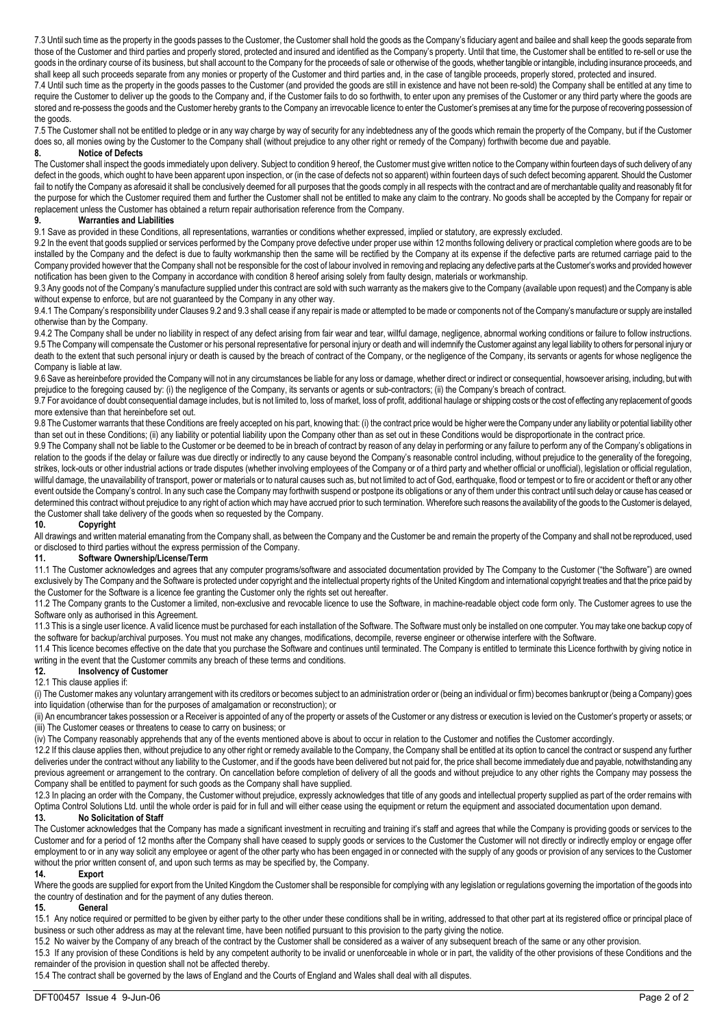7.3 Until such time as the property in the goods passes to the Customer, the Customer shall hold the goods as the Company's fiduciary agent and bailee and shall keep the goods separate from those of the Customer and third parties and properly stored, protected and insured and identified as the Company's property. Until that time, the Customer shall be entitled to re-sell or use the goods in the ordinary course of its business, but shall account to the Company for the proceeds of sale or otherwise of the goods, whether tangible or intangible, including insurance proceeds, and shall keep all such proceeds separate from any monies or property of the Customer and third parties and, in the case of tangible proceeds, properly stored, protected and insured.

7.4 Until such time as the property in the goods passes to the Customer (and provided the goods are still in existence and have not been re-sold) the Company shall be entitled at any time to require the Customer to deliver up the goods to the Company and, if the Customer fails to do so forthwith, to enter upon any premises of the Customer or any third party where the goods are stored and re-possess the goods and the Customer hereby grants to the Company an irrevocable licence to enter the Customer's premises at any time for the purpose of recovering possession of the goods.

7.5 The Customer shall not be entitled to pledge or in any way charge by way of security for any indebtedness any of the goods which remain the property of the Company, but if the Customer does so, all monies owing by the Customer to the Company shall (without prejudice to any other right or remedy of the Company) forthwith become due and payable.

## 8. Notice of Defects

The Customer shall inspect the goods immediately upon delivery. Subject to condition 9 hereof, the Customer must give written notice to the Company within fourteen days of such delivery of any defect in the goods, which ought to have been apparent upon inspection, or (in the case of defects not so apparent) within fourteen days of such defect becoming apparent. Should the Customer fail to notify the Company as aforesaid it shall be conclusively deemed for all purposes that the goods comply in all respects with the contract and are of merchantable quality and reasonably fit for the purpose for which the Customer required them and further the Customer shall not be entitled to make any claim to the contrary. No goods shall be accepted by the Company for repair or replacement unless the Customer has obtained a return repair authorisation reference from the Company.

## 9. Warranties and Liabilities

9.1 Save as provided in these Conditions, all representations, warranties or conditions whether expressed, implied or statutory, are expressly excluded.

9.2 In the event that goods supplied or services performed by the Company prove defective under proper use within 12 months following delivery or practical completion where goods are to be installed by the Company and the defect is due to faulty workmanship then the same will be rectified by the Company at its expense if the defective parts are returned carriage paid to the Company provided however that the Company shall not be responsible for the cost of labour involved in removing and replacing any defective parts at the Customer's works and provided however notification has been given to the Company in accordance with condition 8 hereof arising solely from faulty design, materials or workmanship.

9.3 Any goods not of the Company's manufacture supplied under this contract are sold with such warranty as the makers give to the Company (available upon request) and the Company is able without expense to enforce, but are not guaranteed by the Company in any other way.

9.4.1 The Company's responsibility under Clauses 9.2 and 9.3 shall cease if any repair is made or attempted to be made or components not of the Company's manufacture or supply are installed otherwise than by the Company.

9.4.2 The Company shall be under no liability in respect of any defect arising from fair wear and tear, willful damage, negligence, abnormal working conditions or failure to follow instructions.

9.5 The Company will compensate the Customer or his personal representative for personal injury or death and will indemnify the Customer against any legal liability to others for personal injury or death to the extent that such personal injury or death is caused by the breach of contract of the Company, or the negligence of the Company, its servants or agents for whose negligence the Company is liable at law.

9.6 Save as hereinbefore provided the Company will not in any circumstances be liable for any loss or damage, whether direct or indirect or consequential, howsoever arising, including, but with prejudice to the foregoing caused by: (i) the negligence of the Company, its servants or agents or sub-contractors; (ii) the Company's breach of contract.

9.7 For avoidance of doubt consequential damage includes, but is not limited to, loss of market, loss of profit, additional haulage or shipping costs or the cost of effecting any replacement of goods more extensive than that hereinbefore set out.

9.8 The Customer warrants that these Conditions are freely accepted on his part, knowing that: (i) the contract price would be higher were the Company under any liability or potential liability other than set out in these Conditions; (ii) any liability or potential liability upon the Company other than as set out in these Conditions would be disproportionate in the contract price.

9.9 The Company shall not be liable to the Customer or be deemed to be in breach of contract by reason of any delay in performing or any failure to perform any of the Company's obligations in relation to the goods if the delay or failure was due directly or indirectly to any cause beyond the Company's reasonable control including, without prejudice to the generality of the foregoing, strikes, lock-outs or other industrial actions or trade disputes (whether involving employees of the Company or of a third party and whether official or unofficial), legislation or official regulation, willful damage, the unavailability of transport, power or materials or to natural causes such as, but not limited to act of God, earthquake, flood or tempest or to fire or accident or theft or any other event outside the Company's control. In any such case the Company may forthwith suspend or postpone its obligations or any of them under this contract until such delay or cause has ceased or determined this contract without prejudice to any right of action which may have accrued prior to such termination. Wherefore such reasons the availability of the goods to the Customer is delayed, the Customer shall take delivery of the goods when so requested by the Company.

## 10. Copyright

All drawings and written material emanating from the Company shall, as between the Company and the Customer be and remain the property of the Company and shall not be reproduced, used or disclosed to third parties without the express permission of the Company.

## 11. Software Ownership/License/Term

11.1 The Customer acknowledges and agrees that any computer programs/software and associated documentation provided by The Company to the Customer ("the Software") are owned exclusively by The Company and the Software is protected under copyright and the intellectual property rights of the United Kingdom and international copyright treaties and that the price paid by the Customer for the Software is a licence fee granting the Customer only the rights set out hereafter.

11.2 The Company grants to the Customer a limited, non-exclusive and revocable licence to use the Software, in machine-readable object code form only. The Customer agrees to use the Software only as authorised in this Agreement.

11.3 This is a single user licence. A valid licence must be purchased for each installation of the Software. The Software must only be installed on one computer. You may take one backup copy of the software for backup/archival purposes. You must not make any changes, modifications, decompile, reverse engineer or otherwise interfere with the Software.

11.4 This licence becomes effective on the date that you purchase the Software and continues until terminated. The Company is entitled to terminate this Licence forthwith by giving notice in writing in the event that the Customer commits any breach of these terms and conditions.

## 12. Insolvency of Customer

12.1 This clause applies if:

(i) The Customer makes any voluntary arrangement with its creditors or becomes subject to an administration order or (being an individual or firm) becomes bankrupt or (being a Company) goes into liquidation (otherwise than for the purposes of amalgamation or reconstruction); or

(ii) An encumbrancer takes possession or a Receiver is appointed of any of the property or assets of the Customer or any distress or execution is levied on the Customer's property or assets; or

(iii) The Customer ceases or threatens to cease to carry on business; or

(iv) The Company reasonably apprehends that any of the events mentioned above is about to occur in relation to the Customer and notifies the Customer accordingly.

12.2 If this clause applies then, without prejudice to any other right or remedy available to the Company, the Company shall be entitled at its option to cancel the contract or suspend any further deliveries under the contract without any liability to the Customer, and if the goods have been delivered but not paid for, the price shall become immediately due and payable, notwithstanding any previous agreement or arrangement to the contrary. On cancellation before completion of delivery of all the goods and without prejudice to any other rights the Company may possess the Company shall be entitled to payment for such goods as the Company shall have supplied.

12.3 In placing an order with the Company, the Customer without prejudice, expressly acknowledges that title of any goods and intellectual property supplied as part of the order remains with Optima Control Solutions Ltd. until the whole order is paid for in full and will either cease using the equipment or return the equipment and associated documentation upon demand.

## 13. No Solicitation of Staff

The Customer acknowledges that the Company has made a significant investment in recruiting and training it's staff and agrees that while the Company is providing goods or services to the Customer and for a period of 12 months after the Company shall have ceased to supply goods or services to the Customer the Customer will not directly or indirectly employ or engage offer employment to or in any way solicit any employee or agent of the other party who has been engaged in or connected with the supply of any goods or provision of any services to the Customer without the prior written consent of, and upon such terms as may be specified by, the Company.

## 14. Export

Where the goods are supplied for export from the United Kingdom the Customer shall be responsible for complying with any legislation or regulations governing the importation of the goods into the country of destination and for the payment of any duties thereon.

## 15. General

15.1 Any notice required or permitted to be given by either party to the other under these conditions shall be in writing, addressed to that other part at its registered office or principal place of business or such other address as may at the relevant time, have been notified pursuant to this provision to the party giving the notice.

15.2 No waiver by the Company of any breach of the contract by the Customer shall be considered as a waiver of any subsequent breach of the same or any other provision.

15.3 If any provision of these Conditions is held by any competent authority to be invalid or unenforceable in whole or in part, the validity of the other provisions of these Conditions and the remainder of the provision in question shall not be affected thereby.

15.4 The contract shall be governed by the laws of England and the Courts of England and Wales shall deal with all disputes.

DFT00457 Issue 4 9-Jun-06